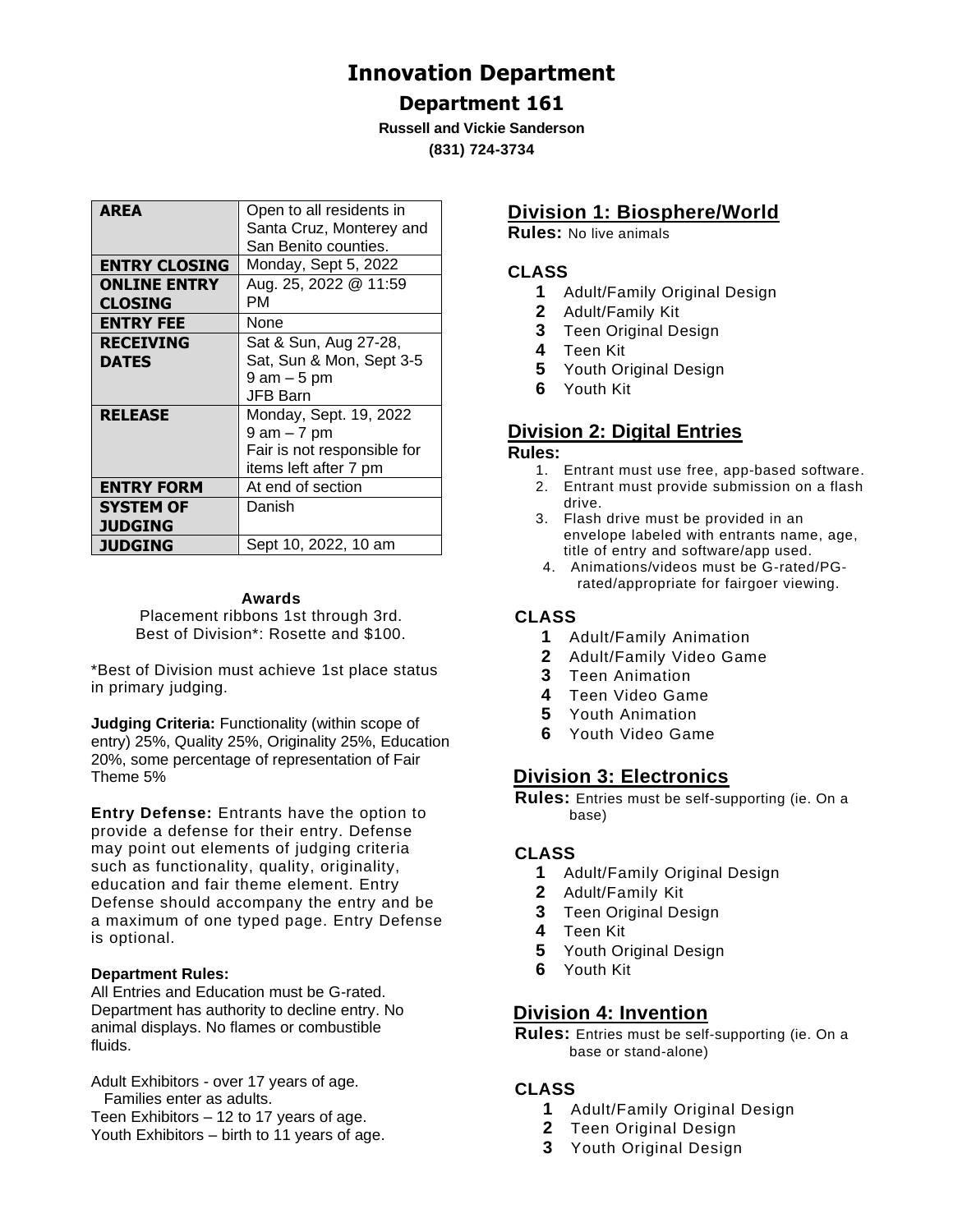# Innovation Department

## Department 161

**Russell and Vickie Sanderson**
**(831) 724-3734**

| | |
|---|---|
| **AREA** | Open to all residents in Santa Cruz, Monterey and San Benito counties. |
| **ENTRY CLOSING** | Monday, Sept 5, 2022 |
| **ONLINE ENTRY CLOSING** | Aug. 25, 2022 @ 11:59 PM |
| **ENTRY FEE** | None |
| **RECEIVING DATES** | Sat & Sun, Aug 27-28, Sat, Sun & Mon, Sept 3-5 9 am – 5 pm JFB Barn |
| **RELEASE** | Monday, Sept. 19, 2022 9 am – 7 pm Fair is not responsible for items left after 7 pm |
| **ENTRY FORM** | At end of section |
| **SYSTEM OF JUDGING** | Danish |
| **JUDGING** | Sept 10, 2022, 10 am |

**Awards**

Placement ribbons 1st through 3rd.
Best of Division*: Rosette and $100.

*Best of Division must achieve 1st place status in primary judging.

**Judging Criteria:** Functionality (within scope of entry) 25%, Quality 25%, Originality 25%, Education 20%, some percentage of representation of Fair Theme 5%

**Entry Defense:** Entrants have the option to provide a defense for their entry. Defense may point out elements of judging criteria such as functionality, quality, originality, education and fair theme element. Entry Defense should accompany the entry and be a maximum of one typed page. Entry Defense is optional.

**Department Rules:**
All Entries and Education must be G-rated. Department has authority to decline entry. No animal displays. No flames or combustible fluids.

Adult Exhibitors - over 17 years of age. Families enter as adults.
Teen Exhibitors – 12 to 17 years of age.
Youth Exhibitors – birth to 11 years of age.

## Division 1: Biosphere/World

**Rules:** No live animals

**CLASS**

1. Adult/Family Original Design
2. Adult/Family Kit
3. Teen Original Design
4. Teen Kit
5. Youth Original Design
6. Youth Kit

## Division 2: Digital Entries

**Rules:**

1. Entrant must use free, app-based software.
2. Entrant must provide submission on a flash drive.
3. Flash drive must be provided in an envelope labeled with entrants name, age, title of entry and software/app used.
4. Animations/videos must be G-rated/PG-rated/appropriate for fairgoer viewing.

**CLASS**

1. Adult/Family Animation
2. Adult/Family Video Game
3. Teen Animation
4. Teen Video Game
5. Youth Animation
6. Youth Video Game

## Division 3: Electronics

**Rules:** Entries must be self-supporting (ie. On a base)

**CLASS**

1. Adult/Family Original Design
2. Adult/Family Kit
3. Teen Original Design
4. Teen Kit
5. Youth Original Design
6. Youth Kit

## Division 4: Invention

**Rules:** Entries must be self-supporting (ie. On a base or stand-alone)

**CLASS**

1. Adult/Family Original Design
2. Teen Original Design
3. Youth Original Design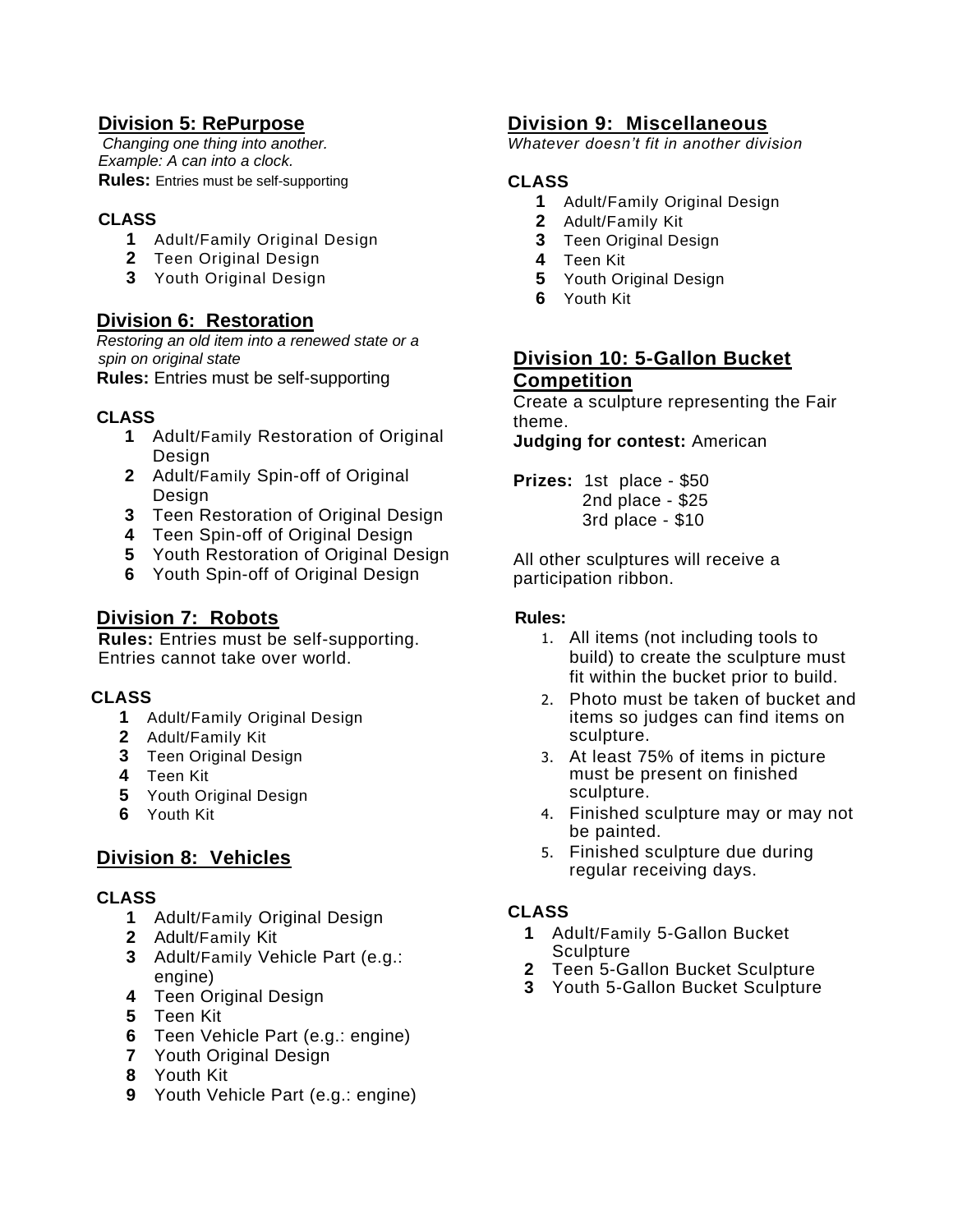## Division 5: RePurpose

*Changing one thing into another.*
*Example: A can into a clock.*
**Rules:** Entries must be self-supporting

**CLASS**

1. Adult/Family Original Design
2. Teen Original Design
3. Youth Original Design

## Division 6: Restoration

*Restoring an old item into a renewed state or a spin on original state*
**Rules:** Entries must be self-supporting

**CLASS**

1. Adult/Family Restoration of Original Design
2. Adult/Family Spin-off of Original Design
3. Teen Restoration of Original Design
4. Teen Spin-off of Original Design
5. Youth Restoration of Original Design
6. Youth Spin-off of Original Design

## Division 7: Robots

**Rules:** Entries must be self-supporting. Entries cannot take over world.

**CLASS**

1. Adult/Family Original Design
2. Adult/Family Kit
3. Teen Original Design
4. Teen Kit
5. Youth Original Design
6. Youth Kit

## Division 8: Vehicles

**CLASS**

1. Adult/Family Original Design
2. Adult/Family Kit
3. Adult/Family Vehicle Part (e.g.: engine)
4. Teen Original Design
5. Teen Kit
6. Teen Vehicle Part (e.g.: engine)
7. Youth Original Design
8. Youth Kit
9. Youth Vehicle Part (e.g.: engine)

## Division 9: Miscellaneous

*Whatever doesn't fit in another division*

**CLASS**

1. Adult/Family Original Design
2. Adult/Family Kit
3. Teen Original Design
4. Teen Kit
5. Youth Original Design
6. Youth Kit

## Division 10: 5-Gallon Bucket Competition

Create a sculpture representing the Fair theme.
**Judging for contest:** American

**Prizes:** 1st place - $50
2nd place - $25
3rd place - $10

All other sculptures will receive a participation ribbon.

**Rules:**

1. All items (not including tools to build) to create the sculpture must fit within the bucket prior to build.
2. Photo must be taken of bucket and items so judges can find items on sculpture.
3. At least 75% of items in picture must be present on finished sculpture.
4. Finished sculpture may or may not be painted.
5. Finished sculpture due during regular receiving days.

**CLASS**

1. Adult/Family 5-Gallon Bucket Sculpture
2. Teen 5-Gallon Bucket Sculpture
3. Youth 5-Gallon Bucket Sculpture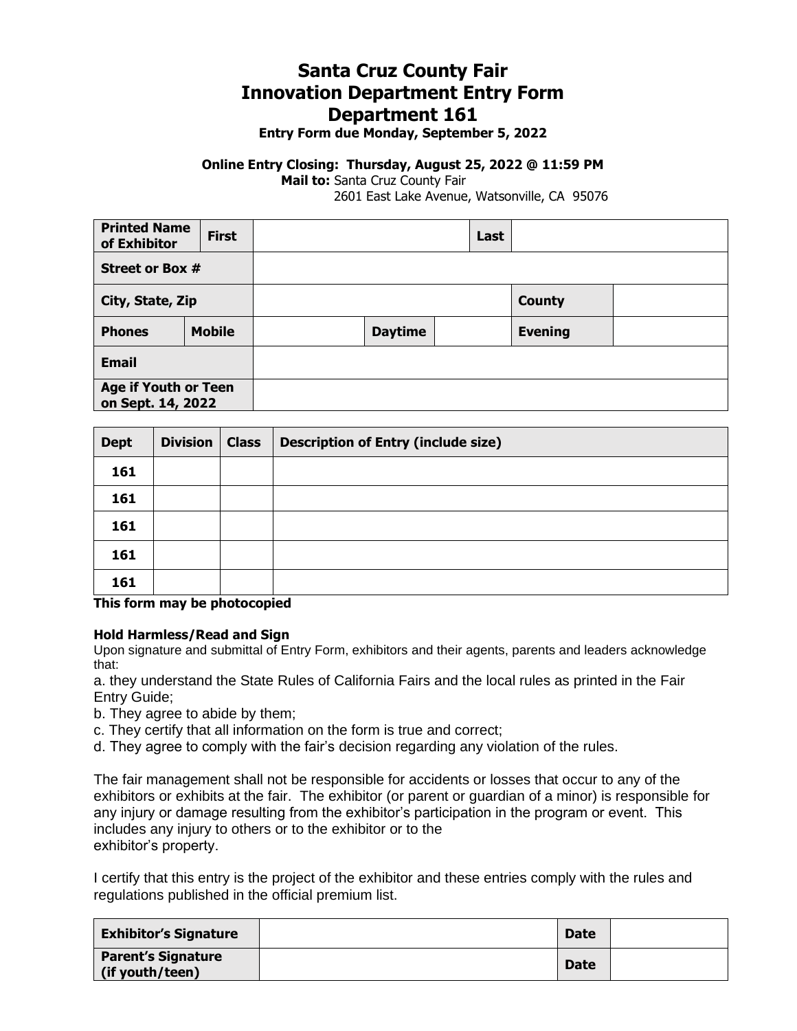# Santa Cruz County Fair
# Innovation Department Entry Form
# Department 161

**Entry Form due Monday, September 5, 2022**

**Online Entry Closing: Thursday, August 25, 2022 @ 11:59 PM**

**Mail to:** Santa Cruz County Fair
2601 East Lake Avenue, Watsonville, CA 95076

| | | | | | | |
|---|---|---|---|---|---|---|
| **Printed Name of Exhibitor** | **First** | | | **Last** | | |
| **Street or Box #** | | | | | | |
| **City, State, Zip** | | | | | **County** | |
| **Phones** | **Mobile** | | **Daytime** | | **Evening** | |
| **Email** | | | | | | |
| **Age if Youth or Teen on Sept. 14, 2022** | | | | | | |

| Dept | Division | Class | Description of Entry (include size) |
|---|---|---|---|
| 161 | | | |
| 161 | | | |
| 161 | | | |
| 161 | | | |
| 161 | | | |

**This form may be photocopied**

**Hold Harmless/Read and Sign**

Upon signature and submittal of Entry Form, exhibitors and their agents, parents and leaders acknowledge that:

a. they understand the State Rules of California Fairs and the local rules as printed in the Fair Entry Guide;
b. They agree to abide by them;
c. They certify that all information on the form is true and correct;
d. They agree to comply with the fair's decision regarding any violation of the rules.

The fair management shall not be responsible for accidents or losses that occur to any of the exhibitors or exhibits at the fair. The exhibitor (or parent or guardian of a minor) is responsible for any injury or damage resulting from the exhibitor's participation in the program or event. This includes any injury to others or to the exhibitor or to the exhibitor's property.

I certify that this entry is the project of the exhibitor and these entries comply with the rules and regulations published in the official premium list.

| | | | |
|---|---|---|---|
| **Exhibitor's Signature** | | **Date** | |
| **Parent's Signature (if youth/teen)** | | **Date** | |